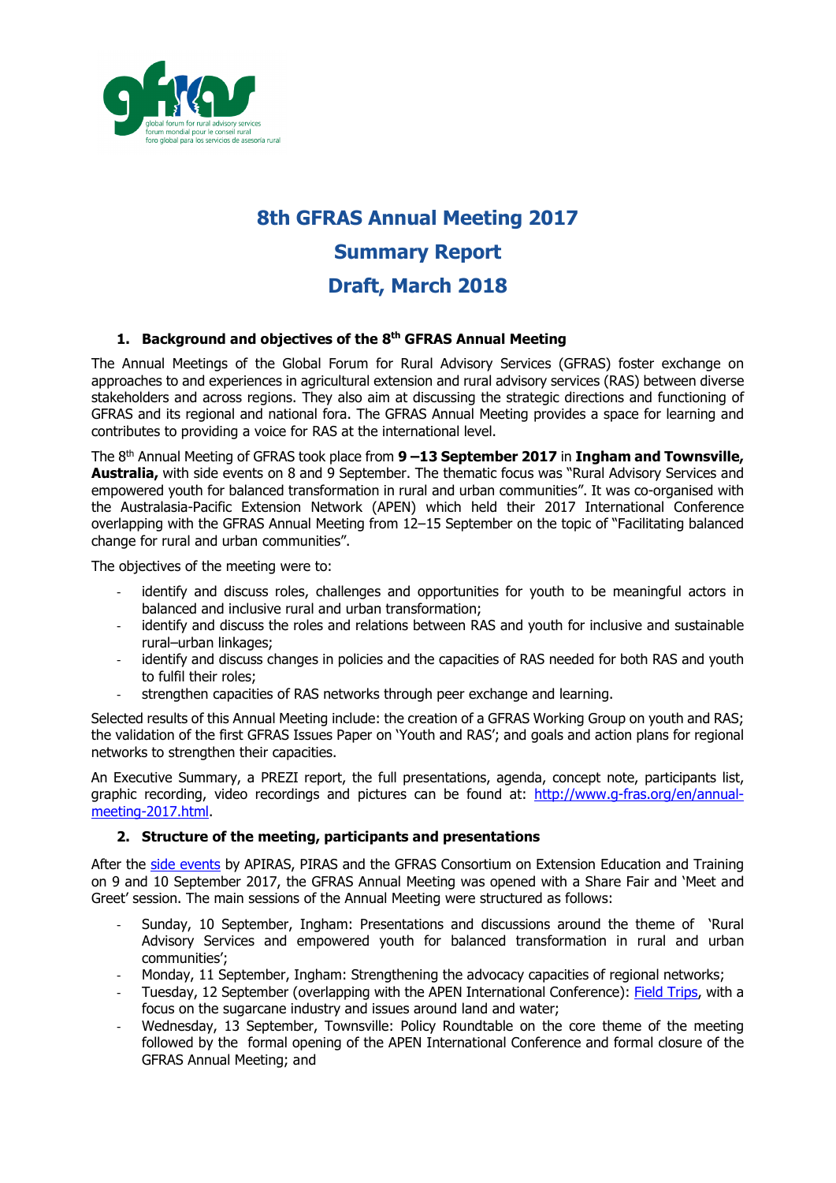# 8th GFRAS Annual Meeting 2017

# Summary Report

# Draft, March 2018

## 1. Background and objectives of the 8th GFRAS Annual Meeting

The Annual Meetings of the Global Forum for Rural Advisory Services (GFRAS) foster exchange on approaches to and experiences in agricultural extension and rural advisory services (RAS) between diverse stakeholders and across regions. They also aim at discussing the strategic directions and functioning of GFRAS and its regional and national fora. The GFRAS Annual Meeting provides a space for learning and contributes to providing a voice for RAS at the international level.

The 8th Annual Meeting of GFRAS took place from **9 –13 September 2017** in **Ingham and Townsville, Australia,** with side events on 8 and 9 September. The thematic focus was "Rural Advisory Services and empowered youth for balanced transformation in rural and urban communities". It was co-organised with the Australasia-Pacific Extension Network (APEN) which held their 2017 International Conference overlapping with the GFRAS Annual Meeting from 12–15 September on the topic of "Facilitating balanced change for rural and urban communities".

The objectives of the meeting were to:

- identify and discuss roles, challenges and opportunities for youth to be meaningful actors in balanced and inclusive rural and urban transformation;
- identify and discuss the roles and relations between RAS and youth for inclusive and sustainable rural–urban linkages;
- identify and discuss changes in policies and the capacities of RAS needed for both RAS and youth to fulfil their roles;
- strengthen capacities of RAS networks through peer exchange and learning.

Selected results of this Annual Meeting include: the creation of a GFRAS Working Group on youth and RAS; the validation of the first GFRAS Issues Paper on 'Youth and RAS'; and goals and action plans for regional networks to strengthen their capacities.

An Executive Summary, a PREZI report, the full presentations, agenda, concept note, participants list, graphic recording, video recordings and pictures can be found at: [http://www.g-fras.org/en/annual-meeting-2017.html](http://www.g-fras.org/en/annual-meeting-2017.html).

## 2. Structure of the meeting, participants and presentations

After the side events by APIRAS, PIRAS and the GFRAS Consortium on Extension Education and Training on 9 and 10 September 2017, the GFRAS Annual Meeting was opened with a Share Fair and 'Meet and Greet' session. The main sessions of the Annual Meeting were structured as follows:

- Sunday, 10 September, Ingham: Presentations and discussions around the theme of 'Rural Advisory Services and empowered youth for balanced transformation in rural and urban communities';
- Monday, 11 September, Ingham: Strengthening the advocacy capacities of regional networks;
- Tuesday, 12 September (overlapping with the APEN International Conference): Field Trips, with a focus on the sugarcane industry and issues around land and water;
- Wednesday, 13 September, Townsville: Policy Roundtable on the core theme of the meeting followed by the formal opening of the APEN International Conference and formal closure of the GFRAS Annual Meeting; and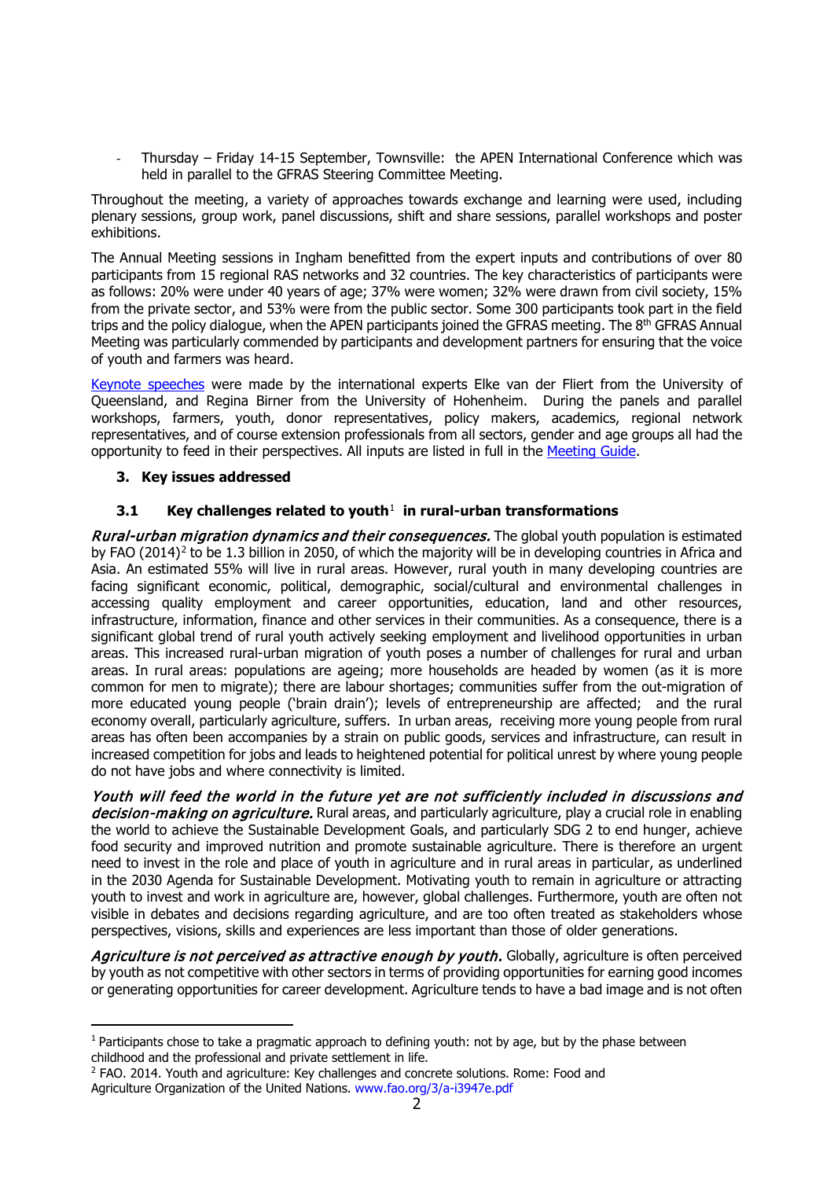- Thursday – Friday 14-15 September, Townsville: the APEN International Conference which was held in parallel to the GFRAS Steering Committee Meeting.

Throughout the meeting, a variety of approaches towards exchange and learning were used, including plenary sessions, group work, panel discussions, shift and share sessions, parallel workshops and poster exhibitions.

The Annual Meeting sessions in Ingham benefitted from the expert inputs and contributions of over 80 participants from 15 regional RAS networks and 32 countries. The key characteristics of participants were as follows: 20% were under 40 years of age; 37% were women; 32% were drawn from civil society, 15% from the private sector, and 53% were from the public sector. Some 300 participants took part in the field trips and the policy dialogue, when the APEN participants joined the GFRAS meeting. The 8th GFRAS Annual Meeting was particularly commended by participants and development partners for ensuring that the voice of youth and farmers was heard.

Keynote speeches were made by the international experts Elke van der Fliert from the University of Queensland, and Regina Birner from the University of Hohenheim. During the panels and parallel workshops, farmers, youth, donor representatives, policy makers, academics, regional network representatives, and of course extension professionals from all sectors, gender and age groups all had the opportunity to feed in their perspectives. All inputs are listed in full in the Meeting Guide.

## 3. Key issues addressed

### 3.1 Key challenges related to youth[1] in rural-urban transformations

***Rural-urban migration dynamics and their consequences.*** The global youth population is estimated by FAO (2014)[2] to be 1.3 billion in 2050, of which the majority will be in developing countries in Africa and Asia. An estimated 55% will live in rural areas. However, rural youth in many developing countries are facing significant economic, political, demographic, social/cultural and environmental challenges in accessing quality employment and career opportunities, education, land and other resources, infrastructure, information, finance and other services in their communities. As a consequence, there is a significant global trend of rural youth actively seeking employment and livelihood opportunities in urban areas. This increased rural-urban migration of youth poses a number of challenges for rural and urban areas. In rural areas: populations are ageing; more households are headed by women (as it is more common for men to migrate); there are labour shortages; communities suffer from the out-migration of more educated young people ('brain drain'); levels of entrepreneurship are affected; and the rural economy overall, particularly agriculture, suffers. In urban areas, receiving more young people from rural areas has often been accompanies by a strain on public goods, services and infrastructure, can result in increased competition for jobs and leads to heightened potential for political unrest by where young people do not have jobs and where connectivity is limited.

***Youth will feed the world in the future yet are not sufficiently included in discussions and decision-making on agriculture.*** Rural areas, and particularly agriculture, play a crucial role in enabling the world to achieve the Sustainable Development Goals, and particularly SDG 2 to end hunger, achieve food security and improved nutrition and promote sustainable agriculture. There is therefore an urgent need to invest in the role and place of youth in agriculture and in rural areas in particular, as underlined in the 2030 Agenda for Sustainable Development. Motivating youth to remain in agriculture or attracting youth to invest and work in agriculture are, however, global challenges. Furthermore, youth are often not visible in debates and decisions regarding agriculture, and are too often treated as stakeholders whose perspectives, visions, skills and experiences are less important than those of older generations.

***Agriculture is not perceived as attractive enough by youth.*** Globally, agriculture is often perceived by youth as not competitive with other sectors in terms of providing opportunities for earning good incomes or generating opportunities for career development. Agriculture tends to have a bad image and is not often

---

[1] Participants chose to take a pragmatic approach to defining youth: not by age, but by the phase between childhood and the professional and private settlement in life.

[2] FAO. 2014. Youth and agriculture: Key challenges and concrete solutions. Rome: Food and Agriculture Organization of the United Nations. www.fao.org/3/a-i3947e.pdf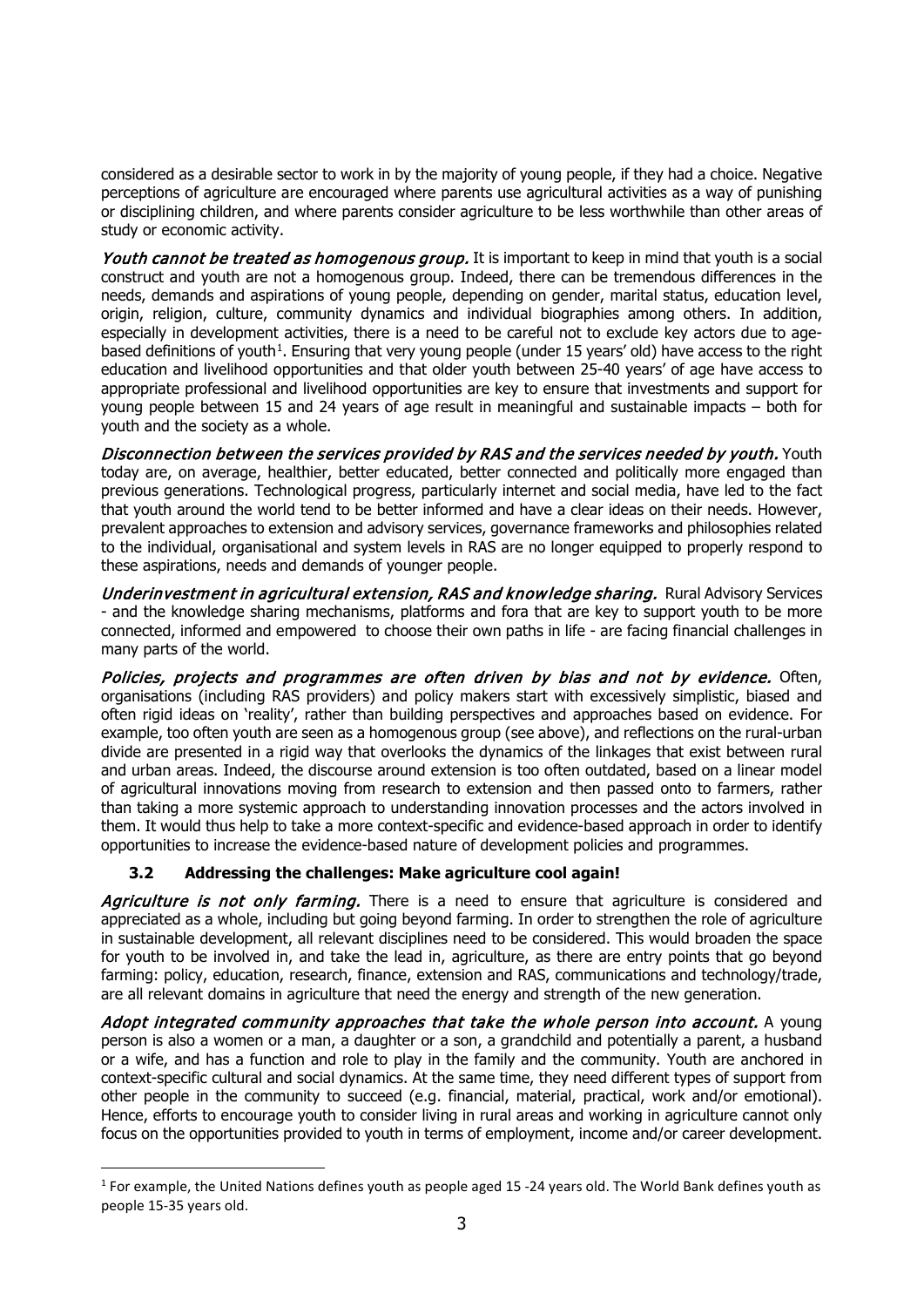considered as a desirable sector to work in by the majority of young people, if they had a choice. Negative perceptions of agriculture are encouraged where parents use agricultural activities as a way of punishing or disciplining children, and where parents consider agriculture to be less worthwhile than other areas of study or economic activity.

***Youth cannot be treated as homogenous group.*** It is important to keep in mind that youth is a social construct and youth are not a homogenous group. Indeed, there can be tremendous differences in the needs, demands and aspirations of young people, depending on gender, marital status, education level, origin, religion, culture, community dynamics and individual biographies among others. In addition, especially in development activities, there is a need to be careful not to exclude key actors due to age-based definitions of youth[1]. Ensuring that very young people (under 15 years' old) have access to the right education and livelihood opportunities and that older youth between 25-40 years' of age have access to appropriate professional and livelihood opportunities are key to ensure that investments and support for young people between 15 and 24 years of age result in meaningful and sustainable impacts – both for youth and the society as a whole.

***Disconnection between the services provided by RAS and the services needed by youth.*** Youth today are, on average, healthier, better educated, better connected and politically more engaged than previous generations. Technological progress, particularly internet and social media, have led to the fact that youth around the world tend to be better informed and have a clear ideas on their needs. However, prevalent approaches to extension and advisory services, governance frameworks and philosophies related to the individual, organisational and system levels in RAS are no longer equipped to properly respond to these aspirations, needs and demands of younger people.

***Underinvestment in agricultural extension, RAS and knowledge sharing.*** Rural Advisory Services - and the knowledge sharing mechanisms, platforms and fora that are key to support youth to be more connected, informed and empowered to choose their own paths in life - are facing financial challenges in many parts of the world.

***Policies, projects and programmes are often driven by bias and not by evidence.*** Often, organisations (including RAS providers) and policy makers start with excessively simplistic, biased and often rigid ideas on 'reality', rather than building perspectives and approaches based on evidence. For example, too often youth are seen as a homogenous group (see above), and reflections on the rural-urban divide are presented in a rigid way that overlooks the dynamics of the linkages that exist between rural and urban areas. Indeed, the discourse around extension is too often outdated, based on a linear model of agricultural innovations moving from research to extension and then passed onto to farmers, rather than taking a more systemic approach to understanding innovation processes and the actors involved in them. It would thus help to take a more context-specific and evidence-based approach in order to identify opportunities to increase the evidence-based nature of development policies and programmes.

### 3.2 Addressing the challenges: Make agriculture cool again!

***Agriculture is not only farming.*** There is a need to ensure that agriculture is considered and appreciated as a whole, including but going beyond farming. In order to strengthen the role of agriculture in sustainable development, all relevant disciplines need to be considered. This would broaden the space for youth to be involved in, and take the lead in, agriculture, as there are entry points that go beyond farming: policy, education, research, finance, extension and RAS, communications and technology/trade, are all relevant domains in agriculture that need the energy and strength of the new generation.

***Adopt integrated community approaches that take the whole person into account.*** A young person is also a women or a man, a daughter or a son, a grandchild and potentially a parent, a husband or a wife, and has a function and role to play in the family and the community. Youth are anchored in context-specific cultural and social dynamics. At the same time, they need different types of support from other people in the community to succeed (e.g. financial, material, practical, work and/or emotional). Hence, efforts to encourage youth to consider living in rural areas and working in agriculture cannot only focus on the opportunities provided to youth in terms of employment, income and/or career development.

---

[1] For example, the United Nations defines youth as people aged 15 -24 years old. The World Bank defines youth as people 15-35 years old.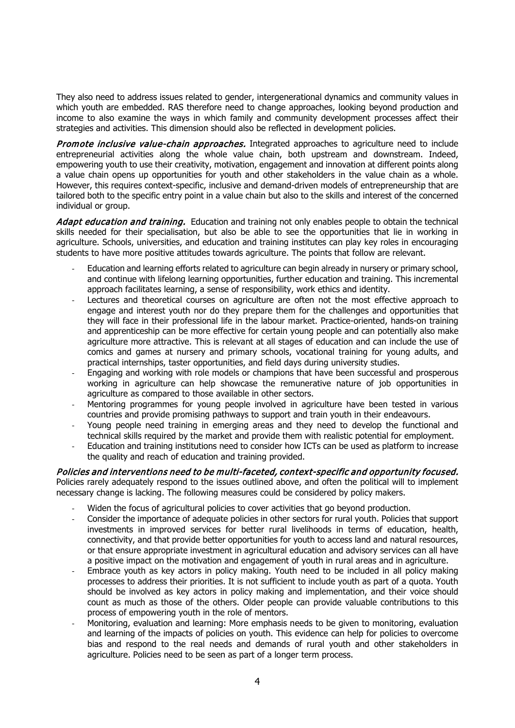They also need to address issues related to gender, intergenerational dynamics and community values in which youth are embedded. RAS therefore need to change approaches, looking beyond production and income to also examine the ways in which family and community development processes affect their strategies and activities. This dimension should also be reflected in development policies.

***Promote inclusive value-chain approaches.*** Integrated approaches to agriculture need to include entrepreneurial activities along the whole value chain, both upstream and downstream. Indeed, empowering youth to use their creativity, motivation, engagement and innovation at different points along a value chain opens up opportunities for youth and other stakeholders in the value chain as a whole. However, this requires context-specific, inclusive and demand-driven models of entrepreneurship that are tailored both to the specific entry point in a value chain but also to the skills and interest of the concerned individual or group.

***Adapt education and training.*** Education and training not only enables people to obtain the technical skills needed for their specialisation, but also be able to see the opportunities that lie in working in agriculture. Schools, universities, and education and training institutes can play key roles in encouraging students to have more positive attitudes towards agriculture. The points that follow are relevant.

- Education and learning efforts related to agriculture can begin already in nursery or primary school, and continue with lifelong learning opportunities, further education and training. This incremental approach facilitates learning, a sense of responsibility, work ethics and identity.
- Lectures and theoretical courses on agriculture are often not the most effective approach to engage and interest youth nor do they prepare them for the challenges and opportunities that they will face in their professional life in the labour market. Practice-oriented, hands-on training and apprenticeship can be more effective for certain young people and can potentially also make agriculture more attractive. This is relevant at all stages of education and can include the use of comics and games at nursery and primary schools, vocational training for young adults, and practical internships, taster opportunities, and field days during university studies.
- Engaging and working with role models or champions that have been successful and prosperous working in agriculture can help showcase the remunerative nature of job opportunities in agriculture as compared to those available in other sectors.
- Mentoring programmes for young people involved in agriculture have been tested in various countries and provide promising pathways to support and train youth in their endeavours.
- Young people need training in emerging areas and they need to develop the functional and technical skills required by the market and provide them with realistic potential for employment.
- Education and training institutions need to consider how ICTs can be used as platform to increase the quality and reach of education and training provided.

***Policies and interventions need to be multi-faceted, context-specific and opportunity focused.*** Policies rarely adequately respond to the issues outlined above, and often the political will to implement necessary change is lacking. The following measures could be considered by policy makers.

- Widen the focus of agricultural policies to cover activities that go beyond production.
- Consider the importance of adequate policies in other sectors for rural youth. Policies that support investments in improved services for better rural livelihoods in terms of education, health, connectivity, and that provide better opportunities for youth to access land and natural resources, or that ensure appropriate investment in agricultural education and advisory services can all have a positive impact on the motivation and engagement of youth in rural areas and in agriculture.
- Embrace youth as key actors in policy making. Youth need to be included in all policy making processes to address their priorities. It is not sufficient to include youth as part of a quota. Youth should be involved as key actors in policy making and implementation, and their voice should count as much as those of the others. Older people can provide valuable contributions to this process of empowering youth in the role of mentors.
- Monitoring, evaluation and learning: More emphasis needs to be given to monitoring, evaluation and learning of the impacts of policies on youth. This evidence can help for policies to overcome bias and respond to the real needs and demands of rural youth and other stakeholders in agriculture. Policies need to be seen as part of a longer term process.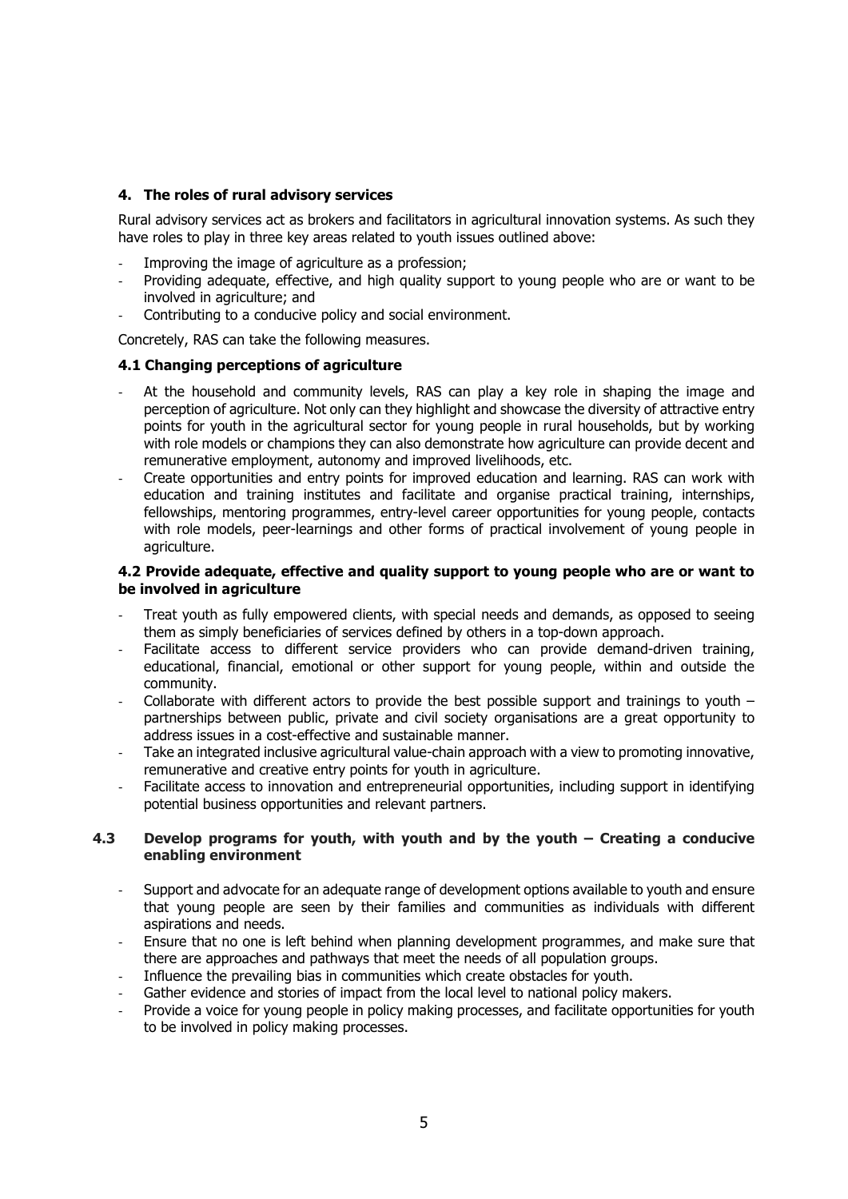## 4. The roles of rural advisory services

Rural advisory services act as brokers and facilitators in agricultural innovation systems. As such they have roles to play in three key areas related to youth issues outlined above:

- Improving the image of agriculture as a profession;
- Providing adequate, effective, and high quality support to young people who are or want to be involved in agriculture; and
- Contributing to a conducive policy and social environment.

Concretely, RAS can take the following measures.

### 4.1 Changing perceptions of agriculture

- At the household and community levels, RAS can play a key role in shaping the image and perception of agriculture. Not only can they highlight and showcase the diversity of attractive entry points for youth in the agricultural sector for young people in rural households, but by working with role models or champions they can also demonstrate how agriculture can provide decent and remunerative employment, autonomy and improved livelihoods, etc.
- Create opportunities and entry points for improved education and learning. RAS can work with education and training institutes and facilitate and organise practical training, internships, fellowships, mentoring programmes, entry-level career opportunities for young people, contacts with role models, peer-learnings and other forms of practical involvement of young people in agriculture.

### 4.2 Provide adequate, effective and quality support to young people who are or want to be involved in agriculture

- Treat youth as fully empowered clients, with special needs and demands, as opposed to seeing them as simply beneficiaries of services defined by others in a top-down approach.
- Facilitate access to different service providers who can provide demand-driven training, educational, financial, emotional or other support for young people, within and outside the community.
- Collaborate with different actors to provide the best possible support and trainings to youth – partnerships between public, private and civil society organisations are a great opportunity to address issues in a cost-effective and sustainable manner.
- Take an integrated inclusive agricultural value-chain approach with a view to promoting innovative, remunerative and creative entry points for youth in agriculture.
- Facilitate access to innovation and entrepreneurial opportunities, including support in identifying potential business opportunities and relevant partners.

### 4.3 Develop programs for youth, with youth and by the youth – Creating a conducive enabling environment

- Support and advocate for an adequate range of development options available to youth and ensure that young people are seen by their families and communities as individuals with different aspirations and needs.
- Ensure that no one is left behind when planning development programmes, and make sure that there are approaches and pathways that meet the needs of all population groups.
- Influence the prevailing bias in communities which create obstacles for youth.
- Gather evidence and stories of impact from the local level to national policy makers.
- Provide a voice for young people in policy making processes, and facilitate opportunities for youth to be involved in policy making processes.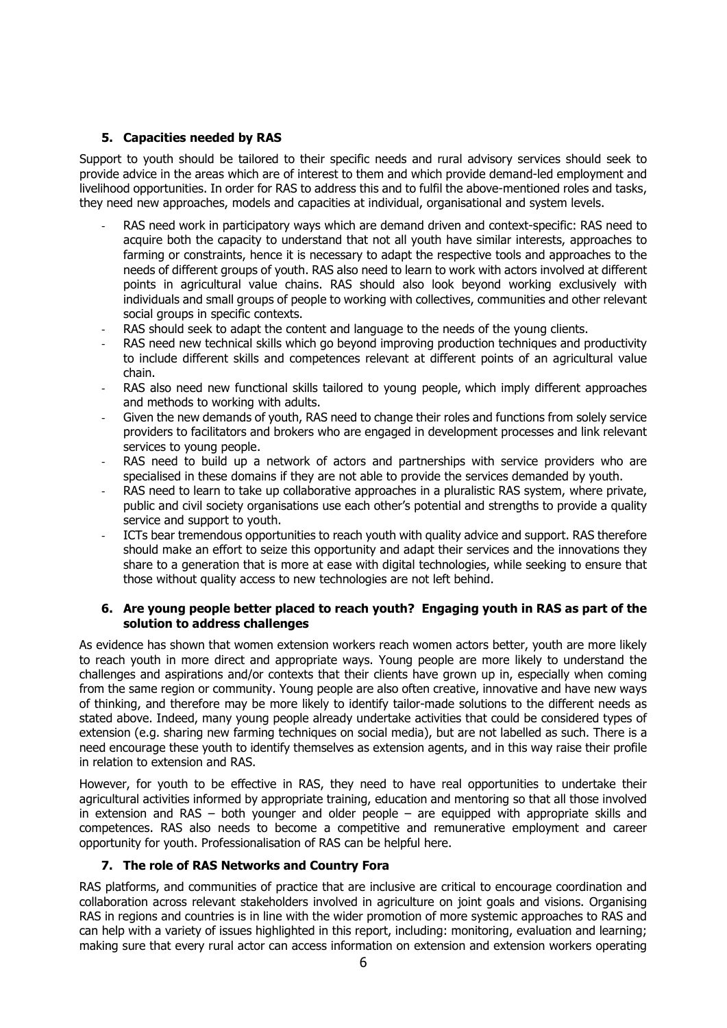## 5. Capacities needed by RAS

Support to youth should be tailored to their specific needs and rural advisory services should seek to provide advice in the areas which are of interest to them and which provide demand-led employment and livelihood opportunities. In order for RAS to address this and to fulfil the above-mentioned roles and tasks, they need new approaches, models and capacities at individual, organisational and system levels.

- RAS need work in participatory ways which are demand driven and context-specific: RAS need to acquire both the capacity to understand that not all youth have similar interests, approaches to farming or constraints, hence it is necessary to adapt the respective tools and approaches to the needs of different groups of youth. RAS also need to learn to work with actors involved at different points in agricultural value chains. RAS should also look beyond working exclusively with individuals and small groups of people to working with collectives, communities and other relevant social groups in specific contexts.
- RAS should seek to adapt the content and language to the needs of the young clients.
- RAS need new technical skills which go beyond improving production techniques and productivity to include different skills and competences relevant at different points of an agricultural value chain.
- RAS also need new functional skills tailored to young people, which imply different approaches and methods to working with adults.
- Given the new demands of youth, RAS need to change their roles and functions from solely service providers to facilitators and brokers who are engaged in development processes and link relevant services to young people.
- RAS need to build up a network of actors and partnerships with service providers who are specialised in these domains if they are not able to provide the services demanded by youth.
- RAS need to learn to take up collaborative approaches in a pluralistic RAS system, where private, public and civil society organisations use each other's potential and strengths to provide a quality service and support to youth.
- ICTs bear tremendous opportunities to reach youth with quality advice and support. RAS therefore should make an effort to seize this opportunity and adapt their services and the innovations they share to a generation that is more at ease with digital technologies, while seeking to ensure that those without quality access to new technologies are not left behind.

## 6. Are young people better placed to reach youth? Engaging youth in RAS as part of the solution to address challenges

As evidence has shown that women extension workers reach women actors better, youth are more likely to reach youth in more direct and appropriate ways. Young people are more likely to understand the challenges and aspirations and/or contexts that their clients have grown up in, especially when coming from the same region or community. Young people are also often creative, innovative and have new ways of thinking, and therefore may be more likely to identify tailor-made solutions to the different needs as stated above. Indeed, many young people already undertake activities that could be considered types of extension (e.g. sharing new farming techniques on social media), but are not labelled as such. There is a need encourage these youth to identify themselves as extension agents, and in this way raise their profile in relation to extension and RAS.

However, for youth to be effective in RAS, they need to have real opportunities to undertake their agricultural activities informed by appropriate training, education and mentoring so that all those involved in extension and RAS – both younger and older people – are equipped with appropriate skills and competences. RAS also needs to become a competitive and remunerative employment and career opportunity for youth. Professionalisation of RAS can be helpful here.

## 7. The role of RAS Networks and Country Fora

RAS platforms, and communities of practice that are inclusive are critical to encourage coordination and collaboration across relevant stakeholders involved in agriculture on joint goals and visions. Organising RAS in regions and countries is in line with the wider promotion of more systemic approaches to RAS and can help with a variety of issues highlighted in this report, including: monitoring, evaluation and learning; making sure that every rural actor can access information on extension and extension workers operating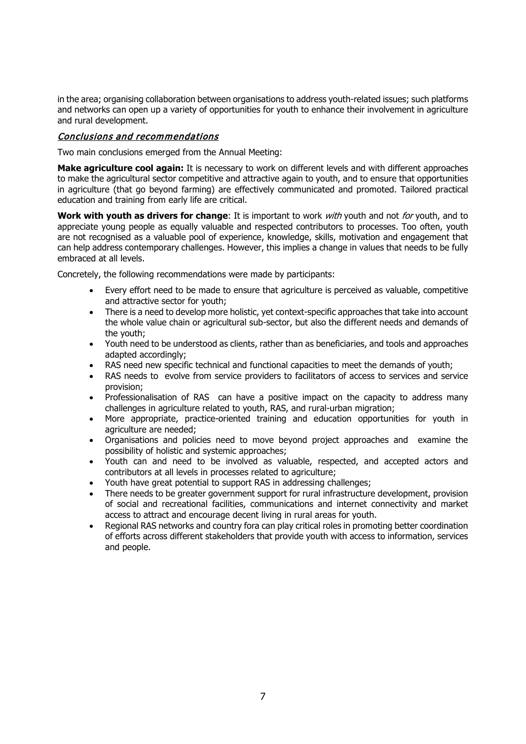in the area; organising collaboration between organisations to address youth-related issues; such platforms and networks can open up a variety of opportunities for youth to enhance their involvement in agriculture and rural development.

## *Conclusions and recommendations*

Two main conclusions emerged from the Annual Meeting:

**Make agriculture cool again:** It is necessary to work on different levels and with different approaches to make the agricultural sector competitive and attractive again to youth, and to ensure that opportunities in agriculture (that go beyond farming) are effectively communicated and promoted. Tailored practical education and training from early life are critical.

**Work with youth as drivers for change**: It is important to work *with* youth and not *for* youth, and to appreciate young people as equally valuable and respected contributors to processes. Too often, youth are not recognised as a valuable pool of experience, knowledge, skills, motivation and engagement that can help address contemporary challenges. However, this implies a change in values that needs to be fully embraced at all levels.

Concretely, the following recommendations were made by participants:

- Every effort need to be made to ensure that agriculture is perceived as valuable, competitive and attractive sector for youth;
- There is a need to develop more holistic, yet context-specific approaches that take into account the whole value chain or agricultural sub-sector, but also the different needs and demands of the youth;
- Youth need to be understood as clients, rather than as beneficiaries, and tools and approaches adapted accordingly;
- RAS need new specific technical and functional capacities to meet the demands of youth;
- RAS needs to evolve from service providers to facilitators of access to services and service provision;
- Professionalisation of RAS can have a positive impact on the capacity to address many challenges in agriculture related to youth, RAS, and rural-urban migration;
- More appropriate, practice-oriented training and education opportunities for youth in agriculture are needed;
- Organisations and policies need to move beyond project approaches and examine the possibility of holistic and systemic approaches;
- Youth can and need to be involved as valuable, respected, and accepted actors and contributors at all levels in processes related to agriculture;
- Youth have great potential to support RAS in addressing challenges;
- There needs to be greater government support for rural infrastructure development, provision of social and recreational facilities, communications and internet connectivity and market access to attract and encourage decent living in rural areas for youth.
- Regional RAS networks and country fora can play critical roles in promoting better coordination of efforts across different stakeholders that provide youth with access to information, services and people.